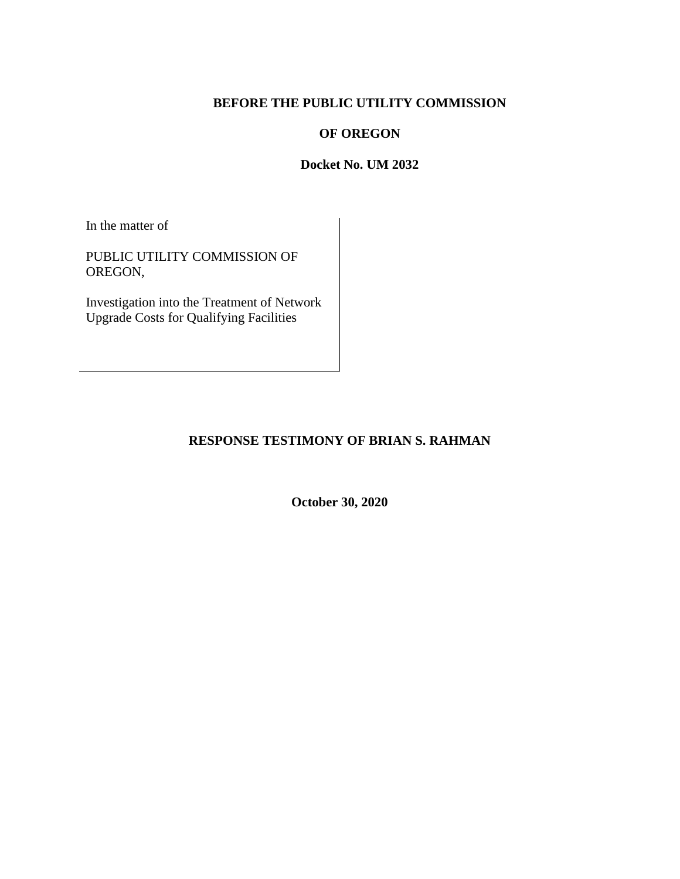**BEFORE THE PUBLIC UTILITY COMMISSION**

**OF OREGON**

**Docket No. UM 2032**

In the matter of

PUBLIC UTILITY COMMISSION OF OREGON,

Investigation into the Treatment of Network Upgrade Costs for Qualifying Facilities

**RESPONSE TESTIMONY OF BRIAN S. RAHMAN**

**October 30, 2020**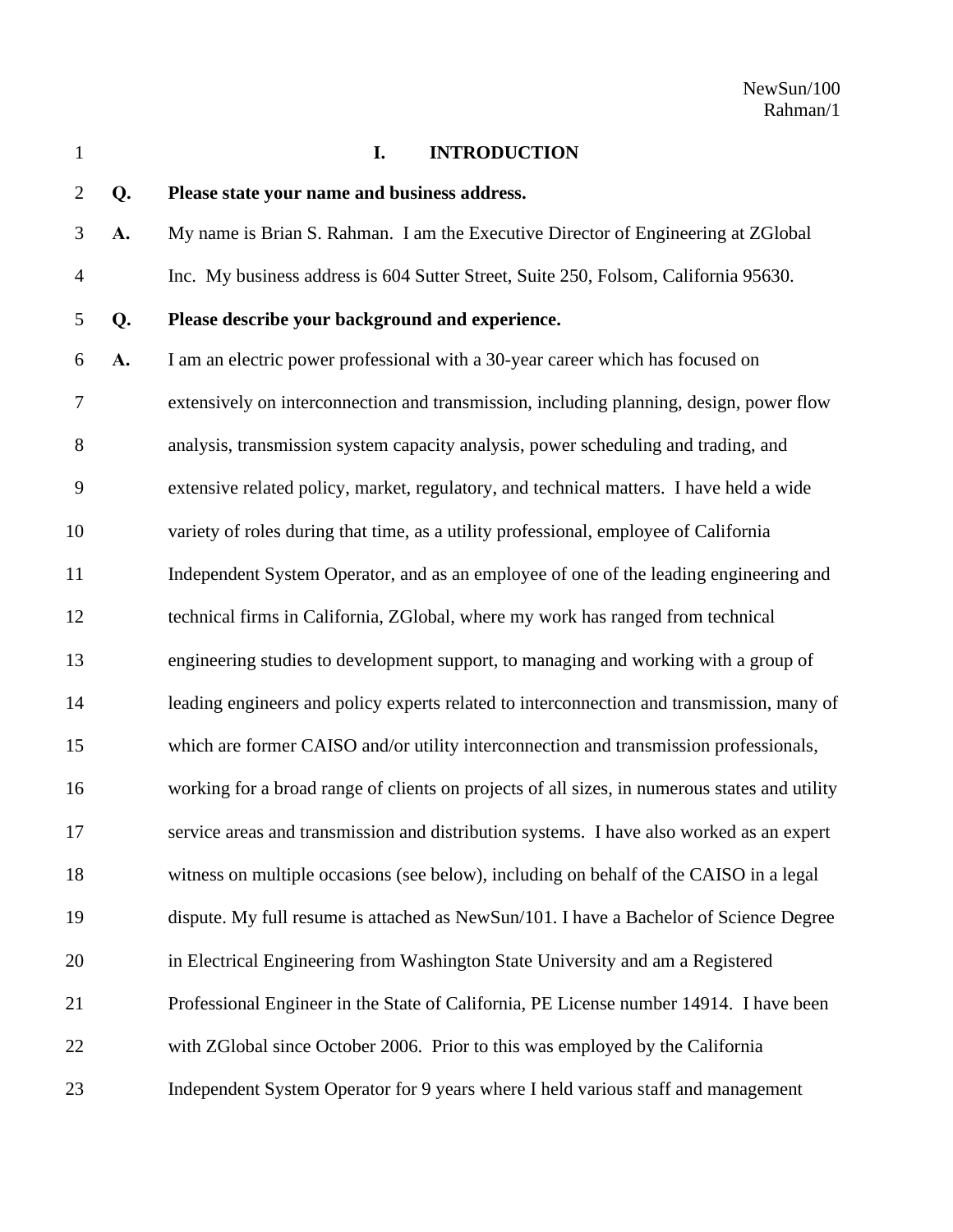## I. INTRODUCTION

**Q. Please state your name and business address.**

A. My name is Brian S. Rahman. I am the Executive Director of Engineering at ZGlobal Inc. My business address is 604 Sutter Street, Suite 250, Folsom, California 95630.

**Q. Please describe your background and experience.**

A. I am an electric power professional with a 30-year career which has focused on extensively on interconnection and transmission, including planning, design, power flow analysis, transmission system capacity analysis, power scheduling and trading, and extensive related policy, market, regulatory, and technical matters. I have held a wide variety of roles during that time, as a utility professional, employee of California Independent System Operator, and as an employee of one of the leading engineering and technical firms in California, ZGlobal, where my work has ranged from technical engineering studies to development support, to managing and working with a group of leading engineers and policy experts related to interconnection and transmission, many of which are former CAISO and/or utility interconnection and transmission professionals, working for a broad range of clients on projects of all sizes, in numerous states and utility service areas and transmission and distribution systems. I have also worked as an expert witness on multiple occasions (see below), including on behalf of the CAISO in a legal dispute. My full resume is attached as NewSun/101. I have a Bachelor of Science Degree in Electrical Engineering from Washington State University and am a Registered Professional Engineer in the State of California, PE License number 14914. I have been with ZGlobal since October 2006. Prior to this was employed by the California Independent System Operator for 9 years where I held various staff and management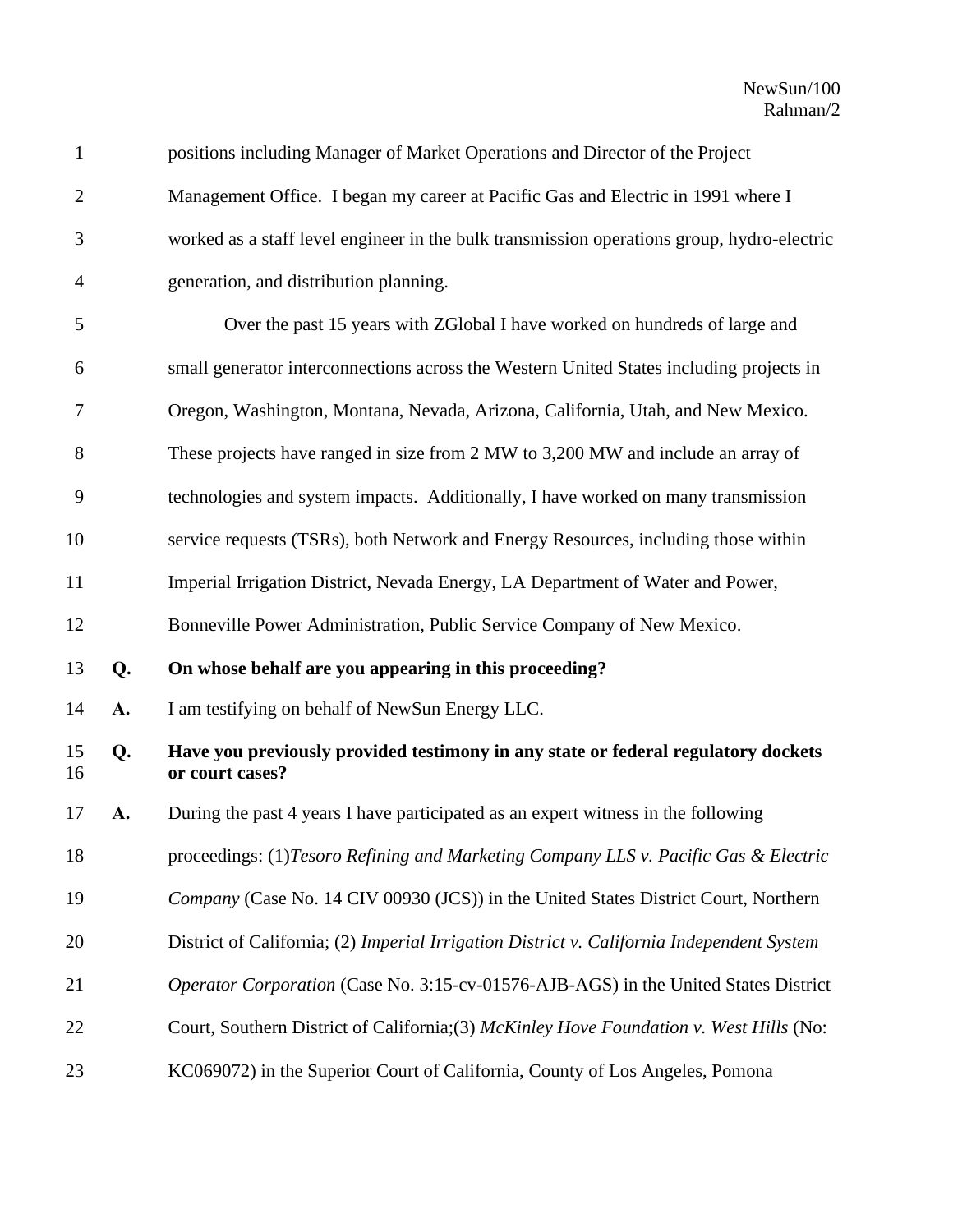positions including Manager of Market Operations and Director of the Project Management Office. I began my career at Pacific Gas and Electric in 1991 where I worked as a staff level engineer in the bulk transmission operations group, hydro-electric generation, and distribution planning.

Over the past 15 years with ZGlobal I have worked on hundreds of large and small generator interconnections across the Western United States including projects in Oregon, Washington, Montana, Nevada, Arizona, California, Utah, and New Mexico. These projects have ranged in size from 2 MW to 3,200 MW and include an array of technologies and system impacts. Additionally, I have worked on many transmission service requests (TSRs), both Network and Energy Resources, including those within Imperial Irrigation District, Nevada Energy, LA Department of Water and Power, Bonneville Power Administration, Public Service Company of New Mexico.

**Q. On whose behalf are you appearing in this proceeding?**

**A.** I am testifying on behalf of NewSun Energy LLC.

**Q. Have you previously provided testimony in any state or federal regulatory dockets or court cases?**

**A.** During the past 4 years I have participated as an expert witness in the following proceedings: (1)*Tesoro Refining and Marketing Company LLS v. Pacific Gas & Electric Company* (Case No. 14 CIV 00930 (JCS)) in the United States District Court, Northern District of California; (2) *Imperial Irrigation District v. California Independent System Operator Corporation* (Case No. 3:15-cv-01576-AJB-AGS) in the United States District Court, Southern District of California;(3) *McKinley Hove Foundation v. West Hills* (No: KC069072) in the Superior Court of California, County of Los Angeles, Pomona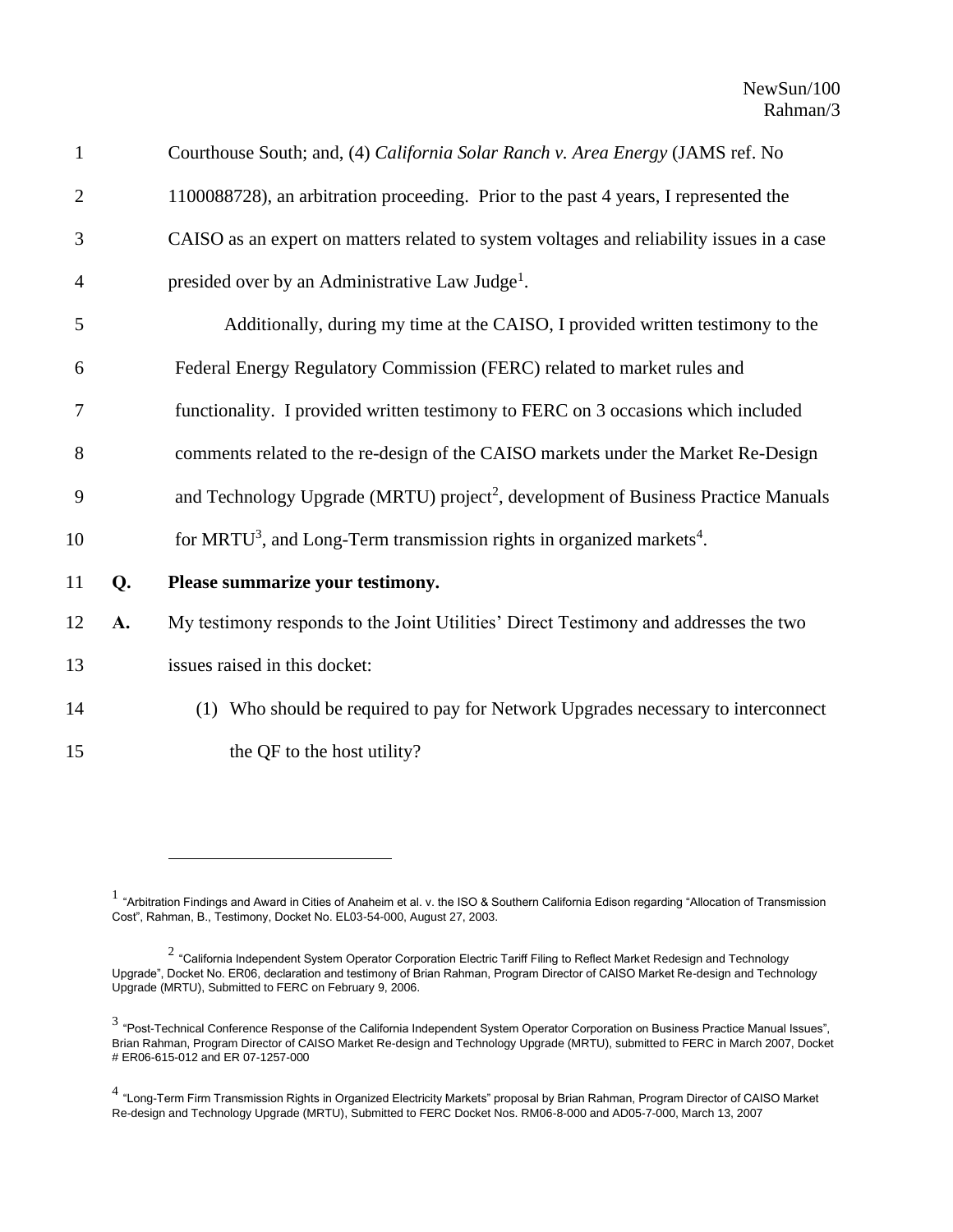Courthouse South; and, (4) *California Solar Ranch v. Area Energy* (JAMS ref. No 1100088728), an arbitration proceeding. Prior to the past 4 years, I represented the CAISO as an expert on matters related to system voltages and reliability issues in a case presided over by an Administrative Law Judge[1].

Additionally, during my time at the CAISO, I provided written testimony to the Federal Energy Regulatory Commission (FERC) related to market rules and functionality. I provided written testimony to FERC on 3 occasions which included comments related to the re-design of the CAISO markets under the Market Re-Design and Technology Upgrade (MRTU) project[2], development of Business Practice Manuals for MRTU[3], and Long-Term transmission rights in organized markets[4].

**Q. Please summarize your testimony.**

**A.** My testimony responds to the Joint Utilities' Direct Testimony and addresses the two issues raised in this docket:

(1) Who should be required to pay for Network Upgrades necessary to interconnect the QF to the host utility?

---

[1] "Arbitration Findings and Award in Cities of Anaheim et al. v. the ISO & Southern California Edison regarding "Allocation of Transmission Cost", Rahman, B., Testimony, Docket No. EL03-54-000, August 27, 2003.

[2] "California Independent System Operator Corporation Electric Tariff Filing to Reflect Market Redesign and Technology Upgrade", Docket No. ER06, declaration and testimony of Brian Rahman, Program Director of CAISO Market Re-design and Technology Upgrade (MRTU), Submitted to FERC on February 9, 2006.

[3] "Post-Technical Conference Response of the California Independent System Operator Corporation on Business Practice Manual Issues", Brian Rahman, Program Director of CAISO Market Re-design and Technology Upgrade (MRTU), submitted to FERC in March 2007, Docket # ER06-615-012 and ER 07-1257-000

[4] "Long-Term Firm Transmission Rights in Organized Electricity Markets" proposal by Brian Rahman, Program Director of CAISO Market Re-design and Technology Upgrade (MRTU), Submitted to FERC Docket Nos. RM06-8-000 and AD05-7-000, March 13, 2007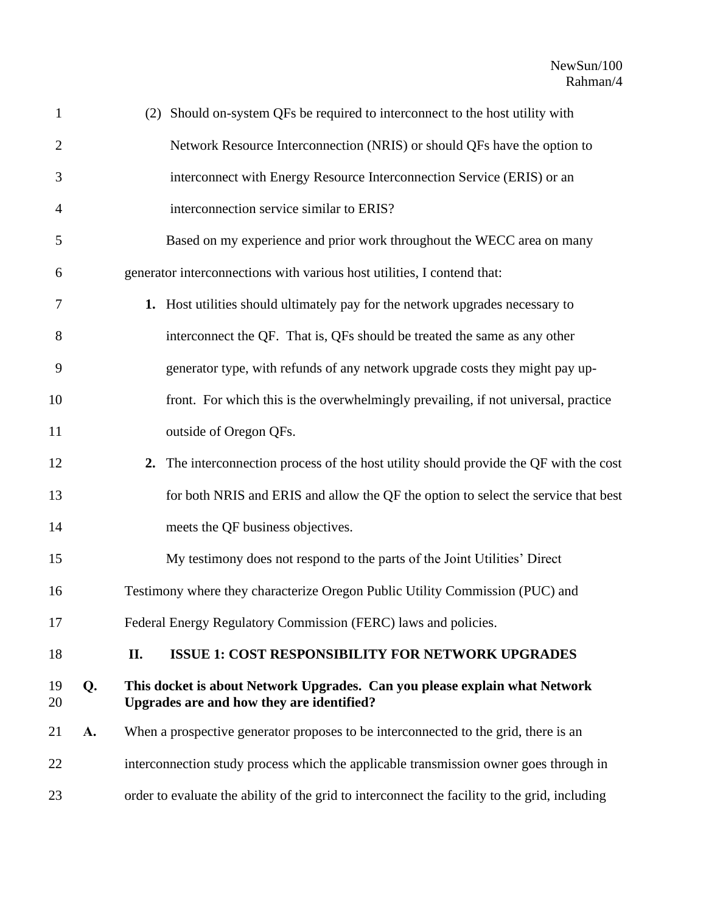(2) Should on-system QFs be required to interconnect to the host utility with Network Resource Interconnection (NRIS) or should QFs have the option to interconnect with Energy Resource Interconnection Service (ERIS) or an interconnection service similar to ERIS?

Based on my experience and prior work throughout the WECC area on many generator interconnections with various host utilities, I contend that:

1. Host utilities should ultimately pay for the network upgrades necessary to interconnect the QF. That is, QFs should be treated the same as any other generator type, with refunds of any network upgrade costs they might pay up-front. For which this is the overwhelmingly prevailing, if not universal, practice outside of Oregon QFs.
2. The interconnection process of the host utility should provide the QF with the cost for both NRIS and ERIS and allow the QF the option to select the service that best meets the QF business objectives.

My testimony does not respond to the parts of the Joint Utilities' Direct Testimony where they characterize Oregon Public Utility Commission (PUC) and Federal Energy Regulatory Commission (FERC) laws and policies.

## II. ISSUE 1: COST RESPONSIBILITY FOR NETWORK UPGRADES

**Q. This docket is about Network Upgrades. Can you please explain what Network Upgrades are and how they are identified?**

**A.** When a prospective generator proposes to be interconnected to the grid, there is an interconnection study process which the applicable transmission owner goes through in order to evaluate the ability of the grid to interconnect the facility to the grid, including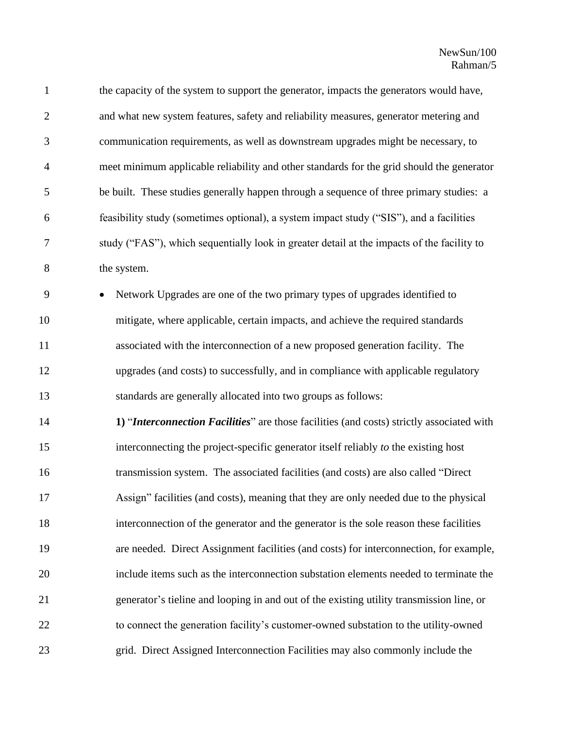the capacity of the system to support the generator, impacts the generators would have, and what new system features, safety and reliability measures, generator metering and communication requirements, as well as downstream upgrades might be necessary, to meet minimum applicable reliability and other standards for the grid should the generator be built. These studies generally happen through a sequence of three primary studies: a feasibility study (sometimes optional), a system impact study ("SIS"), and a facilities study ("FAS"), which sequentially look in greater detail at the impacts of the facility to the system.

- Network Upgrades are one of the two primary types of upgrades identified to mitigate, where applicable, certain impacts, and achieve the required standards associated with the interconnection of a new proposed generation facility. The upgrades (and costs) to successfully, and in compliance with applicable regulatory standards are generally allocated into two groups as follows:

  **1)** "***Interconnection Facilities***" are those facilities (and costs) strictly associated with interconnecting the project-specific generator itself reliably *to* the existing host transmission system. The associated facilities (and costs) are also called "Direct Assign" facilities (and costs), meaning that they are only needed due to the physical interconnection of the generator and the generator is the sole reason these facilities are needed. Direct Assignment facilities (and costs) for interconnection, for example, include items such as the interconnection substation elements needed to terminate the generator's tieline and looping in and out of the existing utility transmission line, or to connect the generation facility's customer-owned substation to the utility-owned grid. Direct Assigned Interconnection Facilities may also commonly include the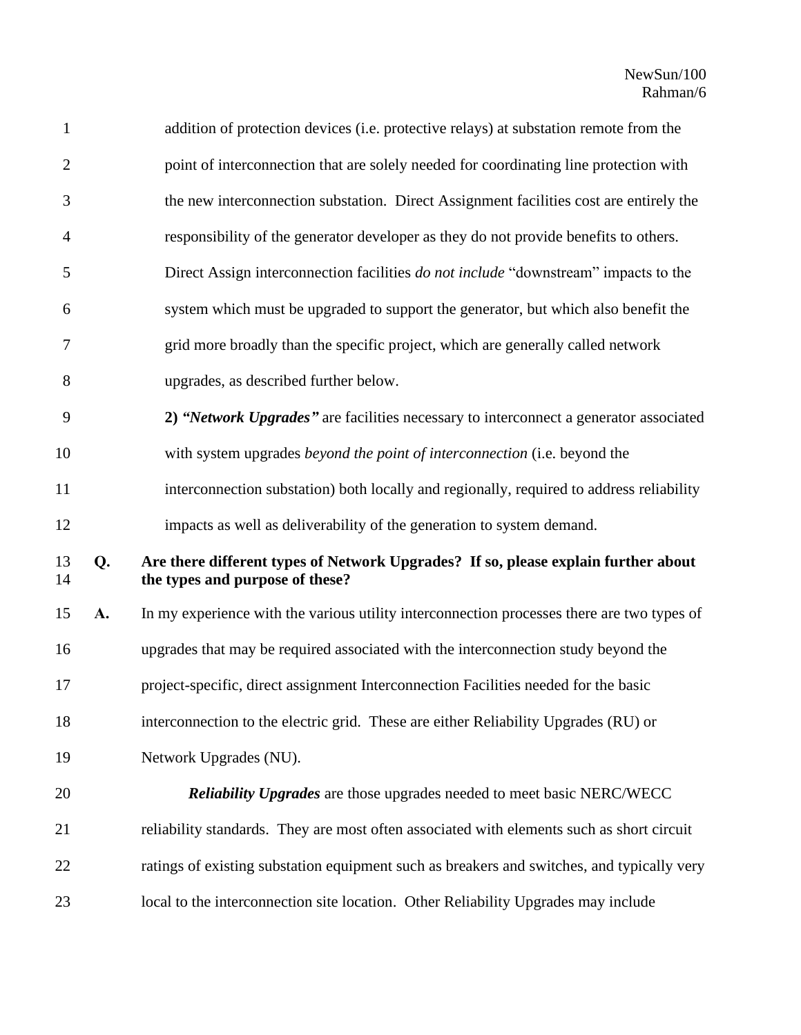addition of protection devices (i.e. protective relays) at substation remote from the point of interconnection that are solely needed for coordinating line protection with the new interconnection substation. Direct Assignment facilities cost are entirely the responsibility of the generator developer as they do not provide benefits to others. Direct Assign interconnection facilities *do not include* "downstream" impacts to the system which must be upgraded to support the generator, but which also benefit the grid more broadly than the specific project, which are generally called network upgrades, as described further below.

**2)** ***"Network Upgrades"*** are facilities necessary to interconnect a generator associated with system upgrades *beyond the point of interconnection* (i.e. beyond the interconnection substation) both locally and regionally, required to address reliability impacts as well as deliverability of the generation to system demand.

**Q. Are there different types of Network Upgrades? If so, please explain further about the types and purpose of these?**

**A.** In my experience with the various utility interconnection processes there are two types of upgrades that may be required associated with the interconnection study beyond the project-specific, direct assignment Interconnection Facilities needed for the basic interconnection to the electric grid. These are either Reliability Upgrades (RU) or Network Upgrades (NU).

***Reliability Upgrades*** are those upgrades needed to meet basic NERC/WECC reliability standards. They are most often associated with elements such as short circuit ratings of existing substation equipment such as breakers and switches, and typically very local to the interconnection site location. Other Reliability Upgrades may include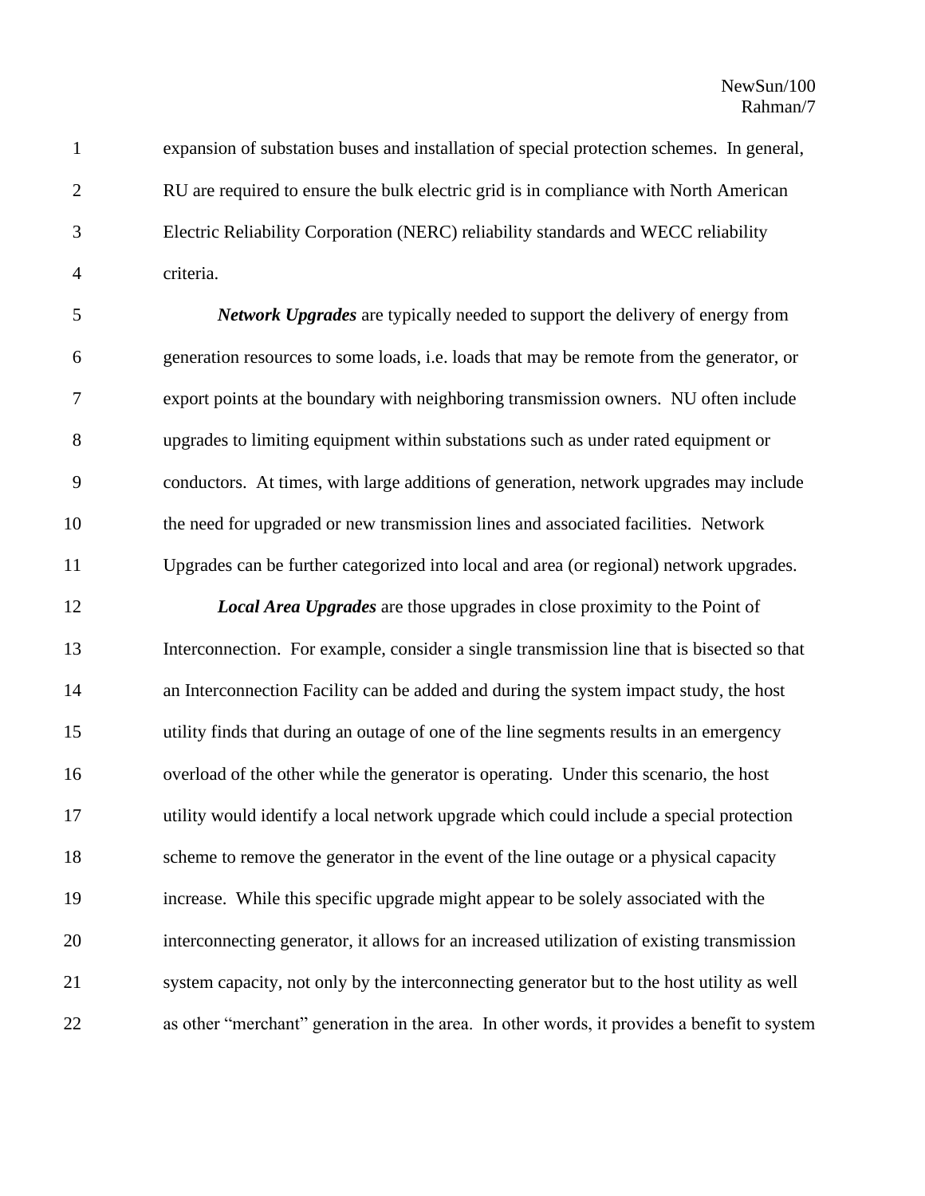expansion of substation buses and installation of special protection schemes. In general, RU are required to ensure the bulk electric grid is in compliance with North American Electric Reliability Corporation (NERC) reliability standards and WECC reliability criteria.

***Network Upgrades*** are typically needed to support the delivery of energy from generation resources to some loads, i.e. loads that may be remote from the generator, or export points at the boundary with neighboring transmission owners. NU often include upgrades to limiting equipment within substations such as under rated equipment or conductors. At times, with large additions of generation, network upgrades may include the need for upgraded or new transmission lines and associated facilities. Network Upgrades can be further categorized into local and area (or regional) network upgrades.

***Local Area Upgrades*** are those upgrades in close proximity to the Point of Interconnection. For example, consider a single transmission line that is bisected so that an Interconnection Facility can be added and during the system impact study, the host utility finds that during an outage of one of the line segments results in an emergency overload of the other while the generator is operating. Under this scenario, the host utility would identify a local network upgrade which could include a special protection scheme to remove the generator in the event of the line outage or a physical capacity increase. While this specific upgrade might appear to be solely associated with the interconnecting generator, it allows for an increased utilization of existing transmission system capacity, not only by the interconnecting generator but to the host utility as well as other "merchant" generation in the area. In other words, it provides a benefit to system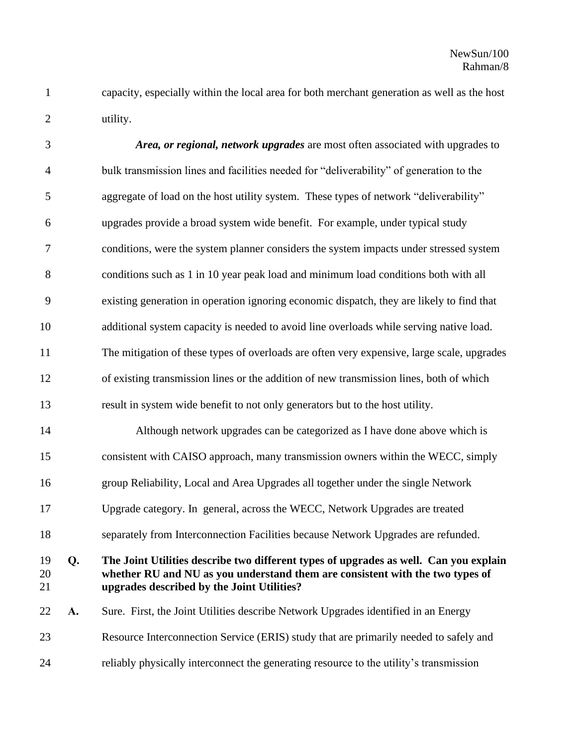capacity, especially within the local area for both merchant generation as well as the host utility.

***Area, or regional, network upgrades*** are most often associated with upgrades to bulk transmission lines and facilities needed for "deliverability" of generation to the aggregate of load on the host utility system. These types of network "deliverability" upgrades provide a broad system wide benefit. For example, under typical study conditions, were the system planner considers the system impacts under stressed system conditions such as 1 in 10 year peak load and minimum load conditions both with all existing generation in operation ignoring economic dispatch, they are likely to find that additional system capacity is needed to avoid line overloads while serving native load. The mitigation of these types of overloads are often very expensive, large scale, upgrades of existing transmission lines or the addition of new transmission lines, both of which result in system wide benefit to not only generators but to the host utility.

Although network upgrades can be categorized as I have done above which is consistent with CAISO approach, many transmission owners within the WECC, simply group Reliability, Local and Area Upgrades all together under the single Network Upgrade category. In general, across the WECC, Network Upgrades are treated separately from Interconnection Facilities because Network Upgrades are refunded.

**Q. The Joint Utilities describe two different types of upgrades as well. Can you explain whether RU and NU as you understand them are consistent with the two types of upgrades described by the Joint Utilities?**

**A.** Sure. First, the Joint Utilities describe Network Upgrades identified in an Energy Resource Interconnection Service (ERIS) study that are primarily needed to safely and reliably physically interconnect the generating resource to the utility's transmission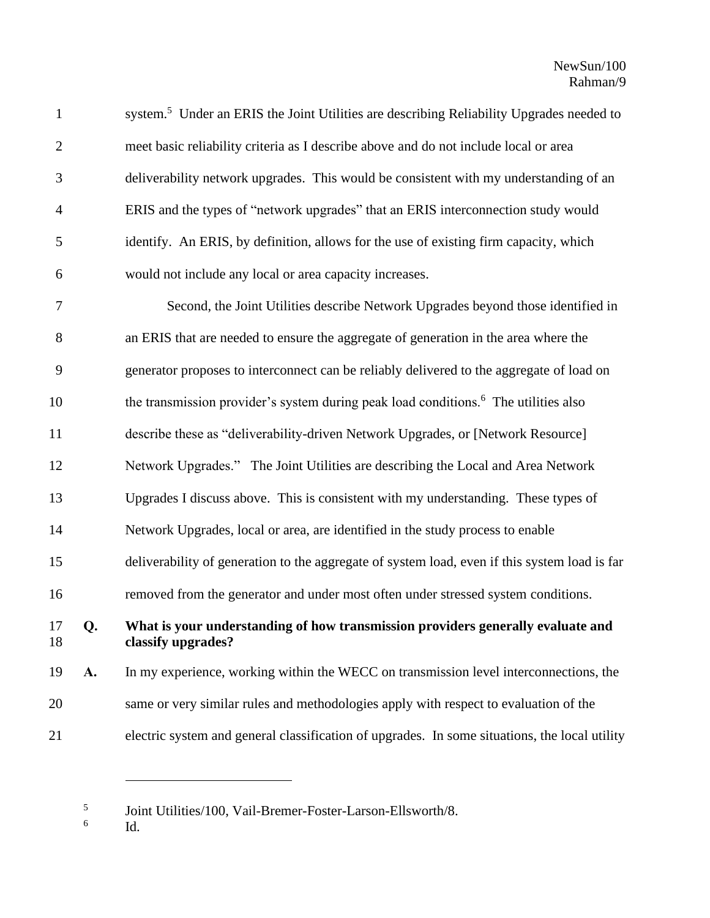system.[5] Under an ERIS the Joint Utilities are describing Reliability Upgrades needed to meet basic reliability criteria as I describe above and do not include local or area deliverability network upgrades. This would be consistent with my understanding of an ERIS and the types of "network upgrades" that an ERIS interconnection study would identify. An ERIS, by definition, allows for the use of existing firm capacity, which would not include any local or area capacity increases.

Second, the Joint Utilities describe Network Upgrades beyond those identified in an ERIS that are needed to ensure the aggregate of generation in the area where the generator proposes to interconnect can be reliably delivered to the aggregate of load on the transmission provider's system during peak load conditions.[6] The utilities also describe these as "deliverability-driven Network Upgrades, or [Network Resource] Network Upgrades." The Joint Utilities are describing the Local and Area Network Upgrades I discuss above. This is consistent with my understanding. These types of Network Upgrades, local or area, are identified in the study process to enable deliverability of generation to the aggregate of system load, even if this system load is far removed from the generator and under most often under stressed system conditions.

**Q. What is your understanding of how transmission providers generally evaluate and classify upgrades?**

**A.** In my experience, working within the WECC on transmission level interconnections, the same or very similar rules and methodologies apply with respect to evaluation of the electric system and general classification of upgrades. In some situations, the local utility

---

[5] Joint Utilities/100, Vail-Bremer-Foster-Larson-Ellsworth/8.

[6] Id.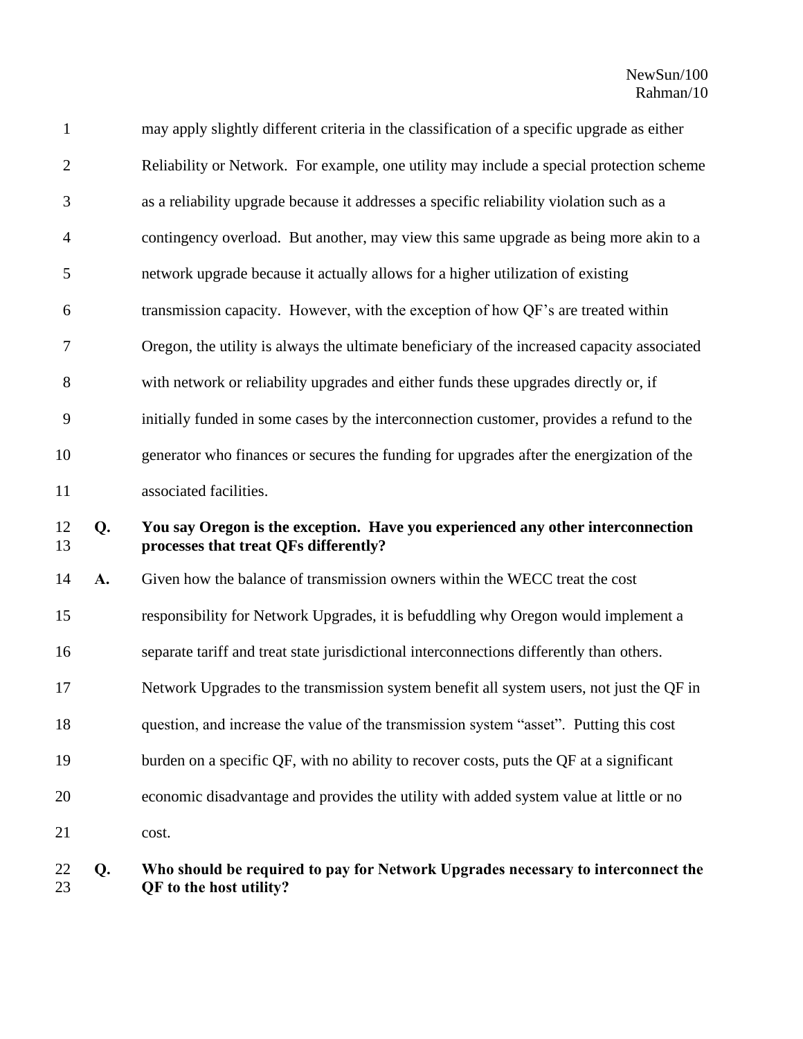may apply slightly different criteria in the classification of a specific upgrade as either Reliability or Network. For example, one utility may include a special protection scheme as a reliability upgrade because it addresses a specific reliability violation such as a contingency overload. But another, may view this same upgrade as being more akin to a network upgrade because it actually allows for a higher utilization of existing transmission capacity. However, with the exception of how QF's are treated within Oregon, the utility is always the ultimate beneficiary of the increased capacity associated with network or reliability upgrades and either funds these upgrades directly or, if initially funded in some cases by the interconnection customer, provides a refund to the generator who finances or secures the funding for upgrades after the energization of the associated facilities.

**Q. You say Oregon is the exception. Have you experienced any other interconnection processes that treat QFs differently?**

A. Given how the balance of transmission owners within the WECC treat the cost responsibility for Network Upgrades, it is befuddling why Oregon would implement a separate tariff and treat state jurisdictional interconnections differently than others. Network Upgrades to the transmission system benefit all system users, not just the QF in question, and increase the value of the transmission system "asset". Putting this cost burden on a specific QF, with no ability to recover costs, puts the QF at a significant economic disadvantage and provides the utility with added system value at little or no cost.

**Q. Who should be required to pay for Network Upgrades necessary to interconnect the QF to the host utility?**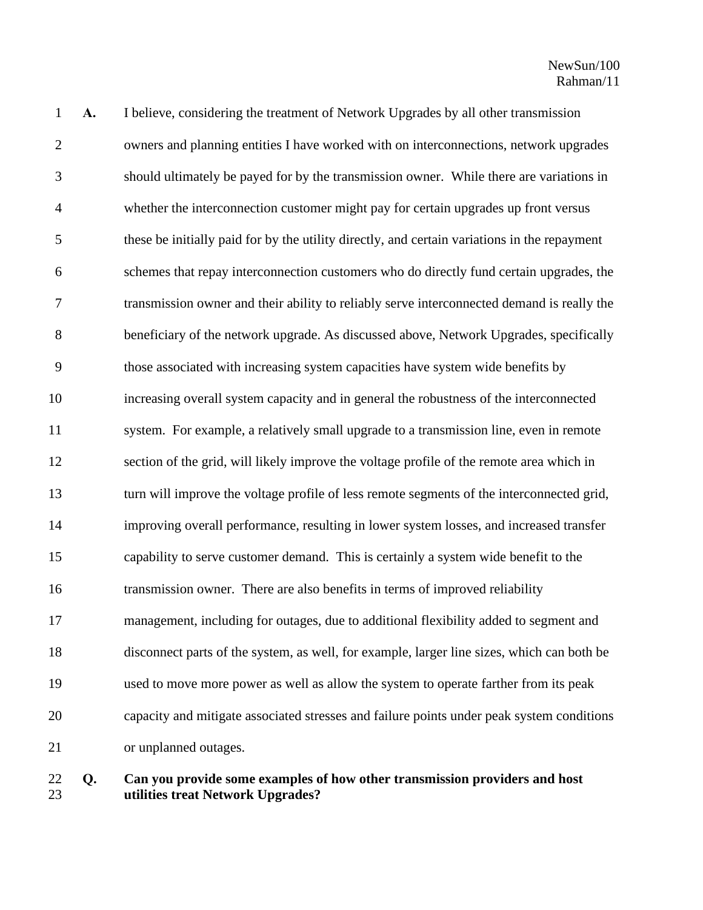**A.** I believe, considering the treatment of Network Upgrades by all other transmission owners and planning entities I have worked with on interconnections, network upgrades should ultimately be payed for by the transmission owner. While there are variations in whether the interconnection customer might pay for certain upgrades up front versus these be initially paid for by the utility directly, and certain variations in the repayment schemes that repay interconnection customers who do directly fund certain upgrades, the transmission owner and their ability to reliably serve interconnected demand is really the beneficiary of the network upgrade. As discussed above, Network Upgrades, specifically those associated with increasing system capacities have system wide benefits by increasing overall system capacity and in general the robustness of the interconnected system. For example, a relatively small upgrade to a transmission line, even in remote section of the grid, will likely improve the voltage profile of the remote area which in turn will improve the voltage profile of less remote segments of the interconnected grid, improving overall performance, resulting in lower system losses, and increased transfer capability to serve customer demand. This is certainly a system wide benefit to the transmission owner. There are also benefits in terms of improved reliability management, including for outages, due to additional flexibility added to segment and disconnect parts of the system, as well, for example, larger line sizes, which can both be used to move more power as well as allow the system to operate farther from its peak capacity and mitigate associated stresses and failure points under peak system conditions or unplanned outages.

**Q. Can you provide some examples of how other transmission providers and host utilities treat Network Upgrades?**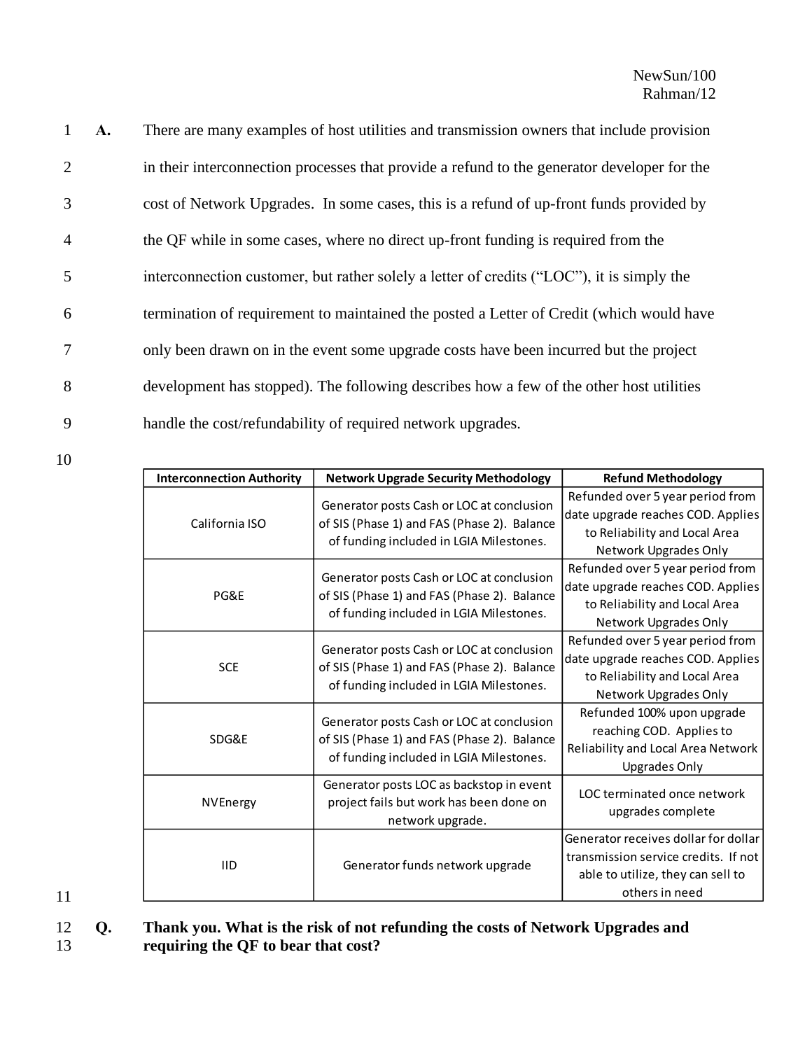**A.** There are many examples of host utilities and transmission owners that include provision in their interconnection processes that provide a refund to the generator developer for the cost of Network Upgrades. In some cases, this is a refund of up-front funds provided by the QF while in some cases, where no direct up-front funding is required from the interconnection customer, but rather solely a letter of credits ("LOC"), it is simply the termination of requirement to maintained the posted a Letter of Credit (which would have only been drawn on in the event some upgrade costs have been incurred but the project development has stopped). The following describes how a few of the other host utilities handle the cost/refundability of required network upgrades.

| Interconnection Authority | Network Upgrade Security Methodology | Refund Methodology |
|---|---|---|
| California ISO | Generator posts Cash or LOC at conclusion of SIS (Phase 1) and FAS (Phase 2). Balance of funding included in LGIA Milestones. | Refunded over 5 year period from date upgrade reaches COD. Applies to Reliability and Local Area Network Upgrades Only |
| PG&E | Generator posts Cash or LOC at conclusion of SIS (Phase 1) and FAS (Phase 2). Balance of funding included in LGIA Milestones. | Refunded over 5 year period from date upgrade reaches COD. Applies to Reliability and Local Area Network Upgrades Only |
| SCE | Generator posts Cash or LOC at conclusion of SIS (Phase 1) and FAS (Phase 2). Balance of funding included in LGIA Milestones. | Refunded over 5 year period from date upgrade reaches COD. Applies to Reliability and Local Area Network Upgrades Only |
| SDG&E | Generator posts Cash or LOC at conclusion of SIS (Phase 1) and FAS (Phase 2). Balance of funding included in LGIA Milestones. | Refunded 100% upon upgrade reaching COD. Applies to Reliability and Local Area Network Upgrades Only |
| NVEnergy | Generator posts LOC as backstop in event project fails but work has been done on network upgrade. | LOC terminated once network upgrades complete |
| IID | Generator funds network upgrade | Generator receives dollar for dollar transmission service credits. If not able to utilize, they can sell to others in need |

**Q. Thank you. What is the risk of not refunding the costs of Network Upgrades and requiring the QF to bear that cost?**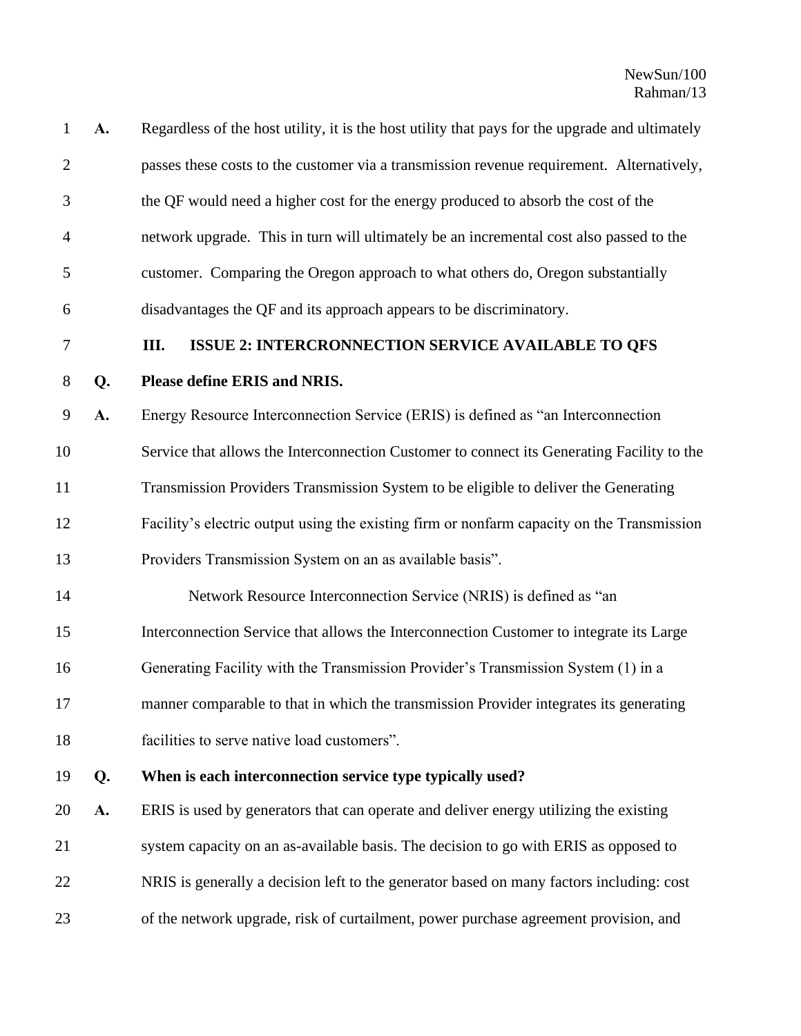**A.** Regardless of the host utility, it is the host utility that pays for the upgrade and ultimately passes these costs to the customer via a transmission revenue requirement. Alternatively, the QF would need a higher cost for the energy produced to absorb the cost of the network upgrade. This in turn will ultimately be an incremental cost also passed to the customer. Comparing the Oregon approach to what others do, Oregon substantially disadvantages the QF and its approach appears to be discriminatory.

## III. ISSUE 2: INTERCRONNECTION SERVICE AVAILABLE TO QFS

**Q. Please define ERIS and NRIS.**

**A.** Energy Resource Interconnection Service (ERIS) is defined as "an Interconnection Service that allows the Interconnection Customer to connect its Generating Facility to the Transmission Providers Transmission System to be eligible to deliver the Generating Facility's electric output using the existing firm or nonfarm capacity on the Transmission Providers Transmission System on an as available basis".

Network Resource Interconnection Service (NRIS) is defined as "an Interconnection Service that allows the Interconnection Customer to integrate its Large Generating Facility with the Transmission Provider's Transmission System (1) in a manner comparable to that in which the transmission Provider integrates its generating facilities to serve native load customers".

**Q. When is each interconnection service type typically used?**

**A.** ERIS is used by generators that can operate and deliver energy utilizing the existing system capacity on an as-available basis. The decision to go with ERIS as opposed to NRIS is generally a decision left to the generator based on many factors including: cost of the network upgrade, risk of curtailment, power purchase agreement provision, and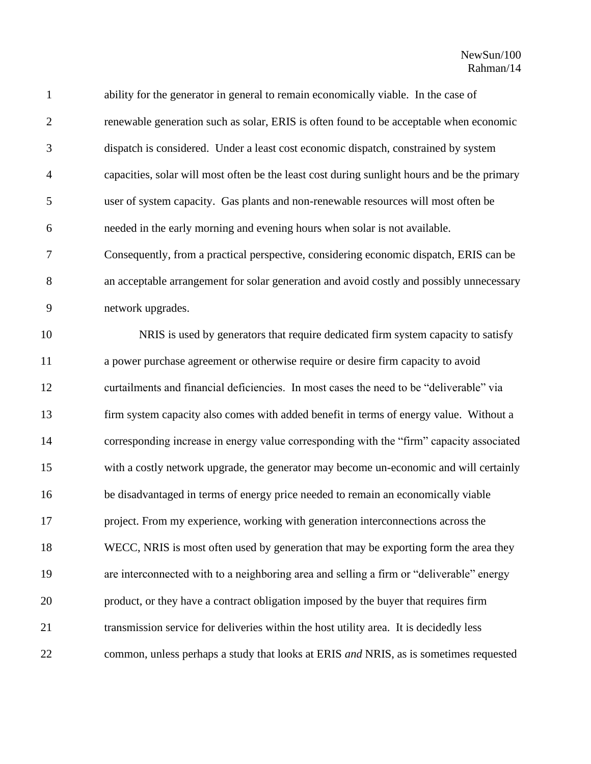ability for the generator in general to remain economically viable. In the case of renewable generation such as solar, ERIS is often found to be acceptable when economic dispatch is considered. Under a least cost economic dispatch, constrained by system capacities, solar will most often be the least cost during sunlight hours and be the primary user of system capacity. Gas plants and non-renewable resources will most often be needed in the early morning and evening hours when solar is not available. Consequently, from a practical perspective, considering economic dispatch, ERIS can be an acceptable arrangement for solar generation and avoid costly and possibly unnecessary network upgrades.

NRIS is used by generators that require dedicated firm system capacity to satisfy a power purchase agreement or otherwise require or desire firm capacity to avoid curtailments and financial deficiencies. In most cases the need to be "deliverable" via firm system capacity also comes with added benefit in terms of energy value. Without a corresponding increase in energy value corresponding with the "firm" capacity associated with a costly network upgrade, the generator may become un-economic and will certainly be disadvantaged in terms of energy price needed to remain an economically viable project. From my experience, working with generation interconnections across the WECC, NRIS is most often used by generation that may be exporting form the area they are interconnected with to a neighboring area and selling a firm or "deliverable" energy product, or they have a contract obligation imposed by the buyer that requires firm transmission service for deliveries within the host utility area. It is decidedly less common, unless perhaps a study that looks at ERIS *and* NRIS, as is sometimes requested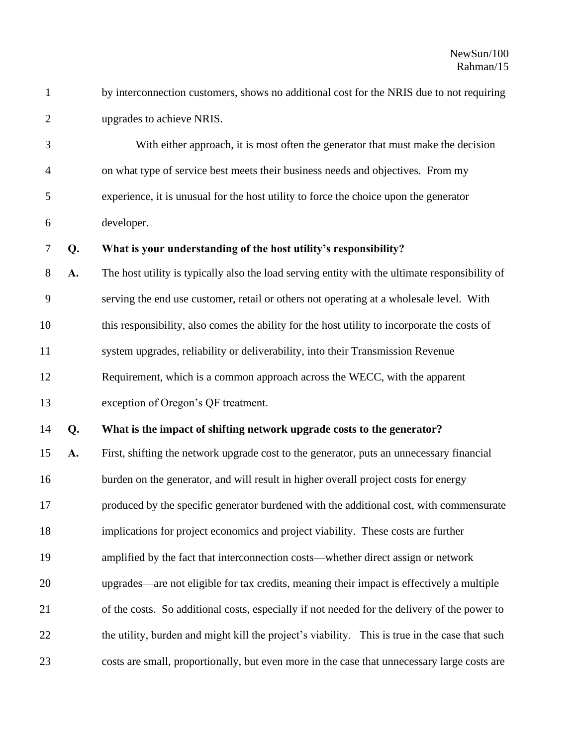by interconnection customers, shows no additional cost for the NRIS due to not requiring upgrades to achieve NRIS.

With either approach, it is most often the generator that must make the decision on what type of service best meets their business needs and objectives. From my experience, it is unusual for the host utility to force the choice upon the generator developer.

**Q. What is your understanding of the host utility's responsibility?**

**A.** The host utility is typically also the load serving entity with the ultimate responsibility of serving the end use customer, retail or others not operating at a wholesale level. With this responsibility, also comes the ability for the host utility to incorporate the costs of system upgrades, reliability or deliverability, into their Transmission Revenue Requirement, which is a common approach across the WECC, with the apparent exception of Oregon's QF treatment.

**Q. What is the impact of shifting network upgrade costs to the generator?**

**A.** First, shifting the network upgrade cost to the generator, puts an unnecessary financial burden on the generator, and will result in higher overall project costs for energy produced by the specific generator burdened with the additional cost, with commensurate implications for project economics and project viability. These costs are further amplified by the fact that interconnection costs—whether direct assign or network upgrades—are not eligible for tax credits, meaning their impact is effectively a multiple of the costs. So additional costs, especially if not needed for the delivery of the power to the utility, burden and might kill the project's viability. This is true in the case that such costs are small, proportionally, but even more in the case that unnecessary large costs are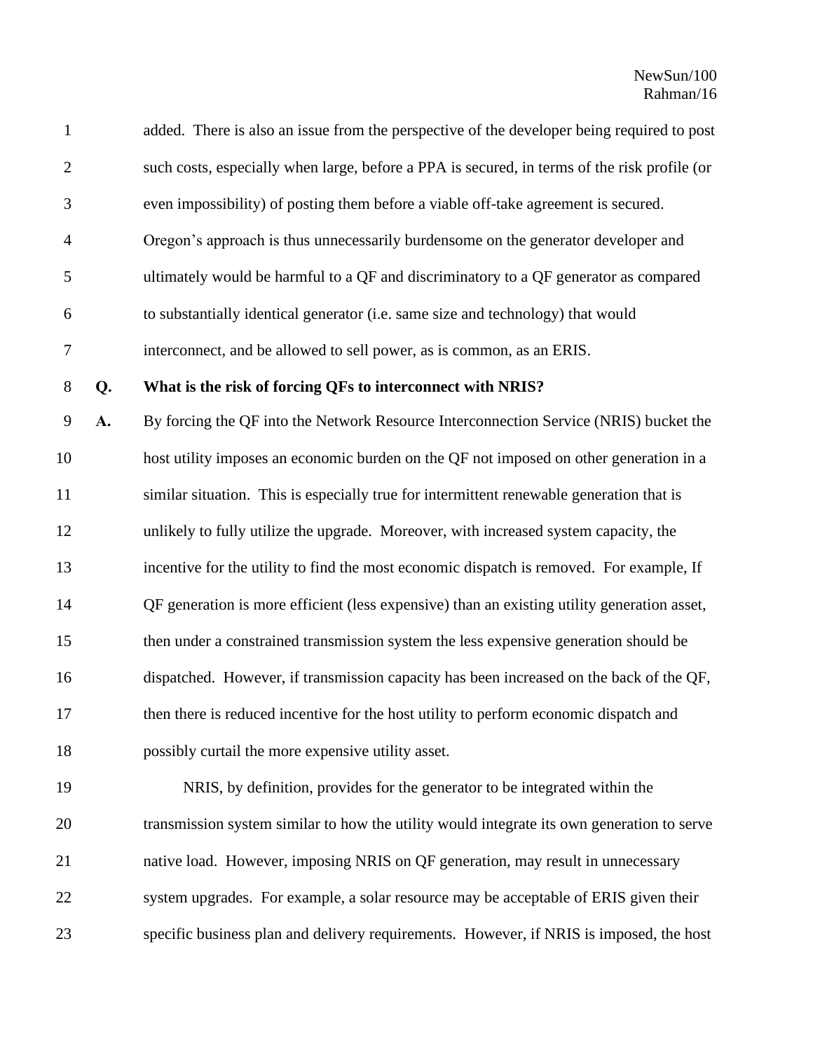added. There is also an issue from the perspective of the developer being required to post such costs, especially when large, before a PPA is secured, in terms of the risk profile (or even impossibility) of posting them before a viable off-take agreement is secured. Oregon's approach is thus unnecessarily burdensome on the generator developer and ultimately would be harmful to a QF and discriminatory to a QF generator as compared to substantially identical generator (i.e. same size and technology) that would interconnect, and be allowed to sell power, as is common, as an ERIS.

**Q. What is the risk of forcing QFs to interconnect with NRIS?**

**A.** By forcing the QF into the Network Resource Interconnection Service (NRIS) bucket the host utility imposes an economic burden on the QF not imposed on other generation in a similar situation. This is especially true for intermittent renewable generation that is unlikely to fully utilize the upgrade. Moreover, with increased system capacity, the incentive for the utility to find the most economic dispatch is removed. For example, If QF generation is more efficient (less expensive) than an existing utility generation asset, then under a constrained transmission system the less expensive generation should be dispatched. However, if transmission capacity has been increased on the back of the QF, then there is reduced incentive for the host utility to perform economic dispatch and possibly curtail the more expensive utility asset.

NRIS, by definition, provides for the generator to be integrated within the transmission system similar to how the utility would integrate its own generation to serve native load. However, imposing NRIS on QF generation, may result in unnecessary system upgrades. For example, a solar resource may be acceptable of ERIS given their specific business plan and delivery requirements. However, if NRIS is imposed, the host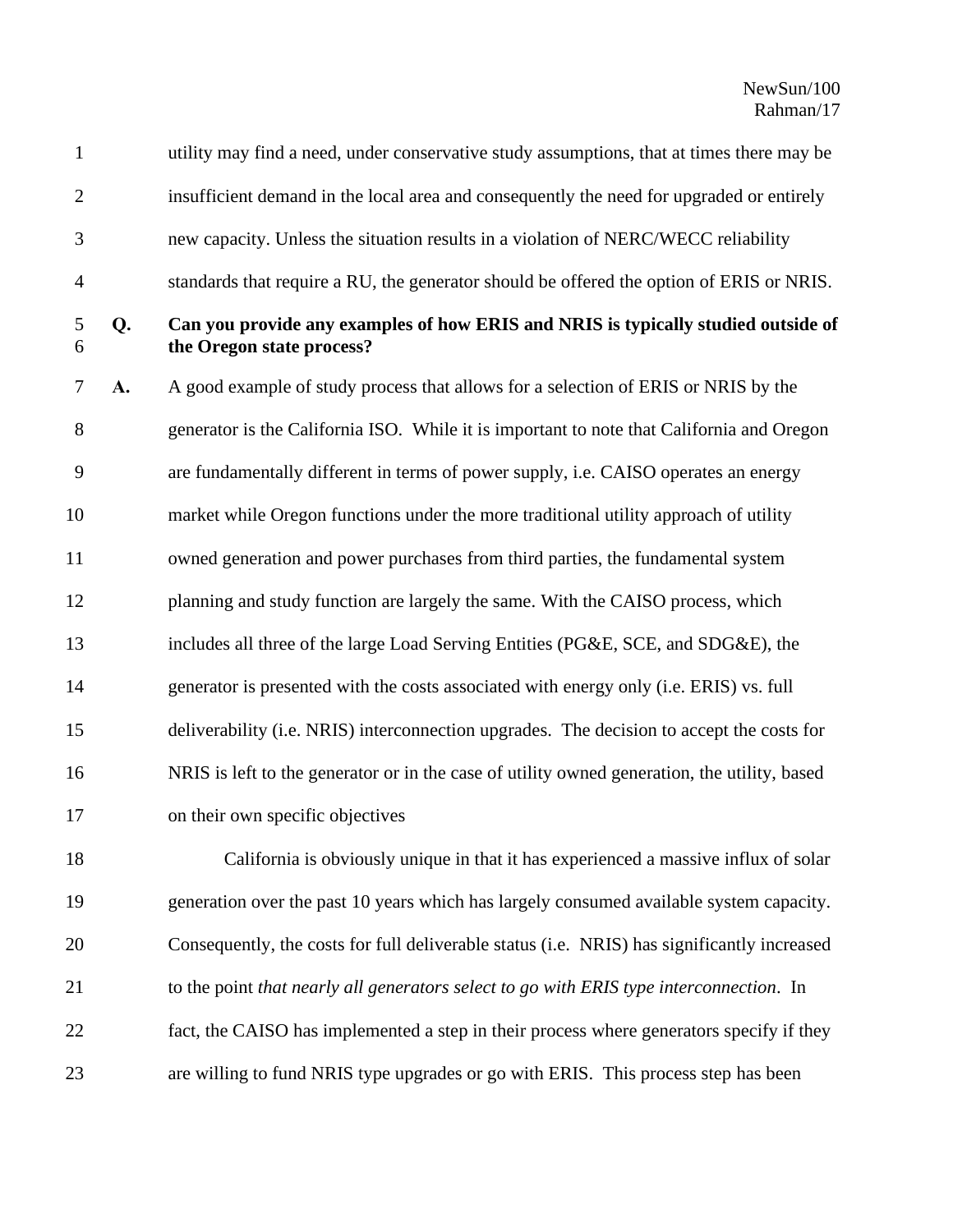utility may find a need, under conservative study assumptions, that at times there may be insufficient demand in the local area and consequently the need for upgraded or entirely new capacity. Unless the situation results in a violation of NERC/WECC reliability standards that require a RU, the generator should be offered the option of ERIS or NRIS.

**Q. Can you provide any examples of how ERIS and NRIS is typically studied outside of the Oregon state process?**

**A.** A good example of study process that allows for a selection of ERIS or NRIS by the generator is the California ISO. While it is important to note that California and Oregon are fundamentally different in terms of power supply, i.e. CAISO operates an energy market while Oregon functions under the more traditional utility approach of utility owned generation and power purchases from third parties, the fundamental system planning and study function are largely the same. With the CAISO process, which includes all three of the large Load Serving Entities (PG&E, SCE, and SDG&E), the generator is presented with the costs associated with energy only (i.e. ERIS) vs. full deliverability (i.e. NRIS) interconnection upgrades. The decision to accept the costs for NRIS is left to the generator or in the case of utility owned generation, the utility, based on their own specific objectives

California is obviously unique in that it has experienced a massive influx of solar generation over the past 10 years which has largely consumed available system capacity. Consequently, the costs for full deliverable status (i.e. NRIS) has significantly increased to the point *that nearly all generators select to go with ERIS type interconnection*. In fact, the CAISO has implemented a step in their process where generators specify if they are willing to fund NRIS type upgrades or go with ERIS. This process step has been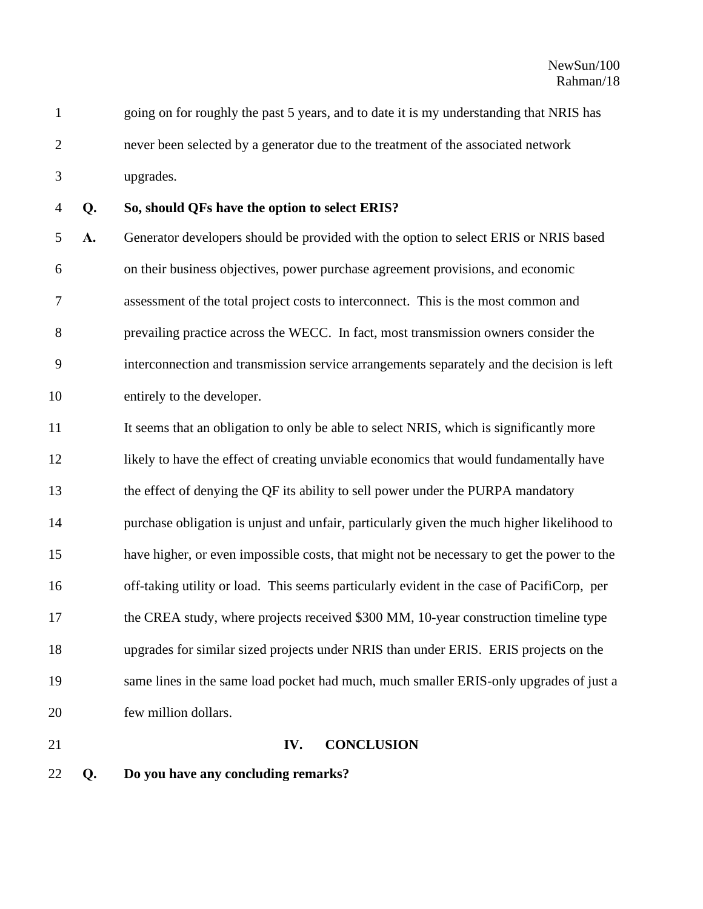going on for roughly the past 5 years, and to date it is my understanding that NRIS has never been selected by a generator due to the treatment of the associated network upgrades.

**Q. So, should QFs have the option to select ERIS?**

**A.** Generator developers should be provided with the option to select ERIS or NRIS based on their business objectives, power purchase agreement provisions, and economic assessment of the total project costs to interconnect. This is the most common and prevailing practice across the WECC. In fact, most transmission owners consider the interconnection and transmission service arrangements separately and the decision is left entirely to the developer.

It seems that an obligation to only be able to select NRIS, which is significantly more likely to have the effect of creating unviable economics that would fundamentally have the effect of denying the QF its ability to sell power under the PURPA mandatory purchase obligation is unjust and unfair, particularly given the much higher likelihood to have higher, or even impossible costs, that might not be necessary to get the power to the off-taking utility or load. This seems particularly evident in the case of PacifiCorp, per the CREA study, where projects received $300 MM, 10-year construction timeline type upgrades for similar sized projects under NRIS than under ERIS. ERIS projects on the same lines in the same load pocket had much, much smaller ERIS-only upgrades of just a few million dollars.

## IV. CONCLUSION

**Q. Do you have any concluding remarks?**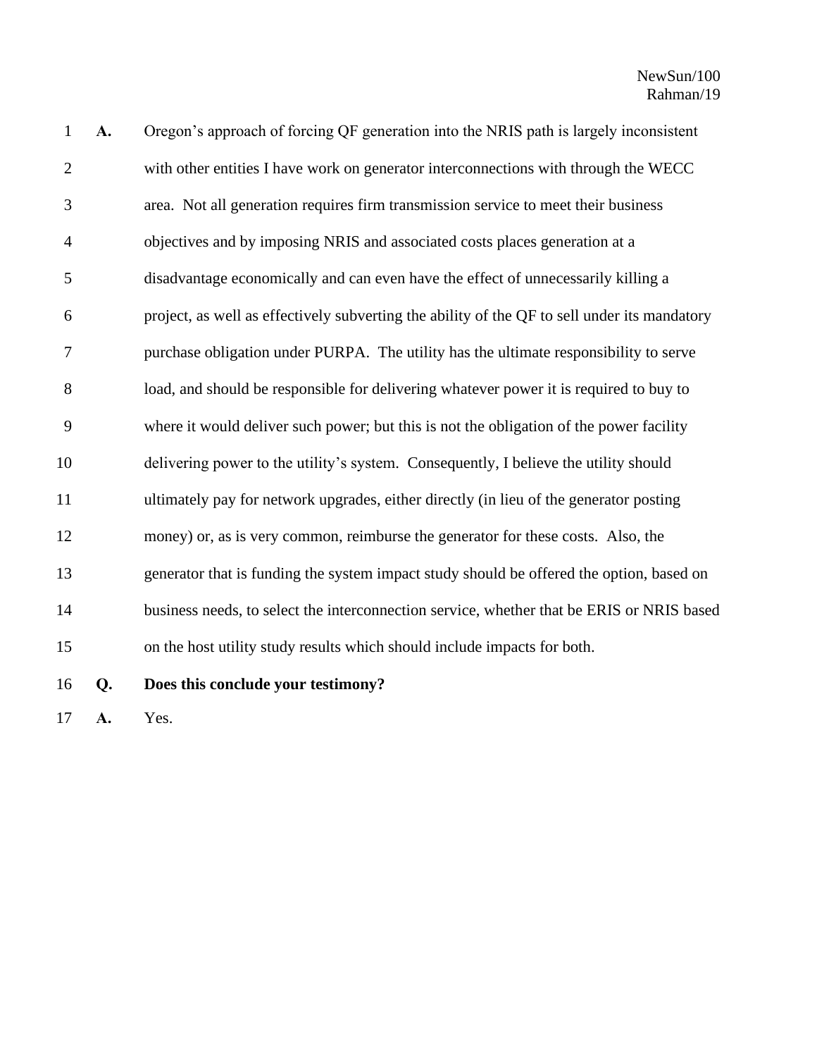**A.** Oregon's approach of forcing QF generation into the NRIS path is largely inconsistent with other entities I have work on generator interconnections with through the WECC area. Not all generation requires firm transmission service to meet their business objectives and by imposing NRIS and associated costs places generation at a disadvantage economically and can even have the effect of unnecessarily killing a project, as well as effectively subverting the ability of the QF to sell under its mandatory purchase obligation under PURPA. The utility has the ultimate responsibility to serve load, and should be responsible for delivering whatever power it is required to buy to where it would deliver such power; but this is not the obligation of the power facility delivering power to the utility's system. Consequently, I believe the utility should ultimately pay for network upgrades, either directly (in lieu of the generator posting money) or, as is very common, reimburse the generator for these costs. Also, the generator that is funding the system impact study should be offered the option, based on business needs, to select the interconnection service, whether that be ERIS or NRIS based on the host utility study results which should include impacts for both.

**Q. Does this conclude your testimony?**

**A.** Yes.